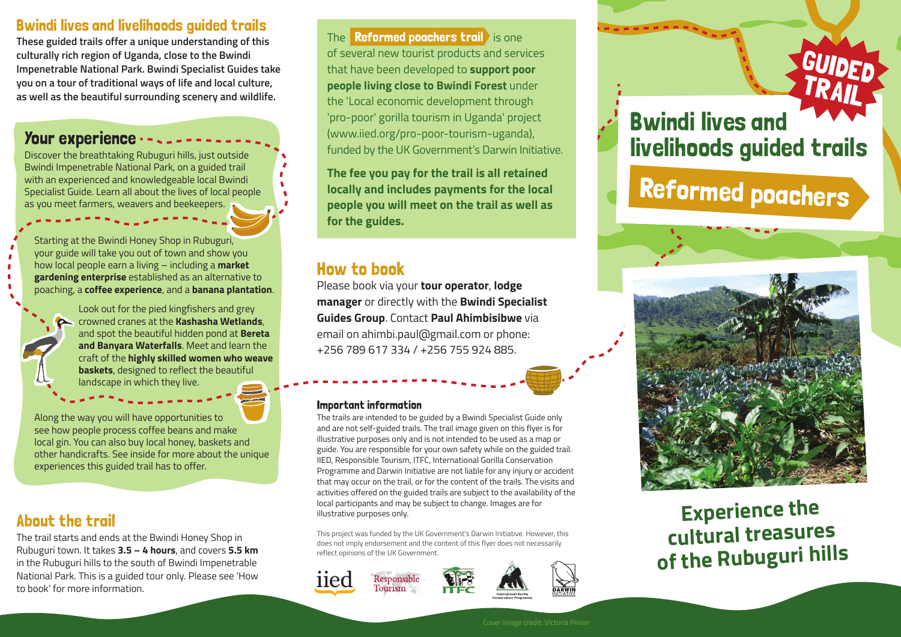## Bwindi lives and livelihoods guided trails

**These guided trails offer a unique understanding of this culturally rich region of Uganda, close to the Bwindi Impenetrable National Park. Bwindi Specialist Guides take you on a tour of traditional ways of life and local culture, as well as the beautiful surrounding scenery and wildlife.**

## Your experience

Discover the breathtaking Rubuguri hills, just outside Bwindi Impenetrable National Park, on a guided trail with an experienced and knowledgeable local Bwindi Specialist Guide. Learn all about the lives of local people as you meet farmers, weavers and beekeepers.

Starting at the Bwindi Honey Shop in Rubuguri, your guide will take you out of town and show you how local people earn a living – including a **market gardening enterprise** established as an alternative to poaching, a **coffee experience**, and a **banana plantation**.

Look out for the pied kingfishers and grey crowned cranes at the **Kashasha Wetlands**, and spot the beautiful hidden pond at **Bereta and Banyara Waterfalls**. Meet and learn the craft of the **highly skilled women who weave baskets**, designed to reflect the beautiful landscape in which they live.

Along the way you will have opportunities to see how people process coffee beans and make local gin. You can also buy local honey, baskets and other handicrafts. See inside for more about the unique experiences this guided trail has to offer.

## About the trail

The trail starts and ends at the Bwindi Honey Shop in Rubuguri town. It takes **3.5 – 4 hours**, and covers **5.5 km** in the Rubuguri hills to the south of Bwindi Impenetrable National Park. This is a guided tour only. Please see 'How to book' for more information.

The **Reformed poachers trail** is one of several new tourist products and services that have been developed to **support poor people living close to Bwindi Forest** under the 'Local economic development through 'pro-poor' gorilla tourism in Uganda' project (www.iied.org/pro-poor-tourism-uganda), funded by the UK Government's Darwin Initiative.

**The fee you pay for the trail is all retained locally and includes payments for the local people you will meet on the trail as well as for the guides.**

## How to book

Please book via your **tour operator**, **lodge manager** or directly with the **Bwindi Specialist Guides Group**. Contact **Paul Ahimbisibwe** via email on ahimbi.paul@gmail.com or phone: +256 789 617 334 / +256 755 924 885.

### Important information

The trails are intended to be guided by a Bwindi Specialist Guide only and are not self-guided trails. The trail image given on this flyer is for illustrative purposes only and is not intended to be used as a map or guide. You are responsible for your own safety while on the guided trail. IIED, Responsible Tourism, ITFC, International Gorilla Conservation Programme and Darwin Initiative are not liable for any injury or accident that may occur on the trail, or for the content of the trails. The visits and activities offered on the guided trails are subject to the availability of the local participants and may be subject to change. Images are for illustrative purposes only.

This project was funded by the UK Government's Darwin Initiative. However, this does not imply endorsement and the content of this flyer does not necessarily reflect opinions of the UK Government.

iied | Responsible Tourism | ITFC | International Gorilla Conservation Programme | DARWIN INITIATIVE

GUIDED TRAIL

# Bwindi lives and livelihoods guided trails

# Reformed poachers

## Experience the cultural treasures of the Rubuguri hills

Cover image credit: Victoria Pinion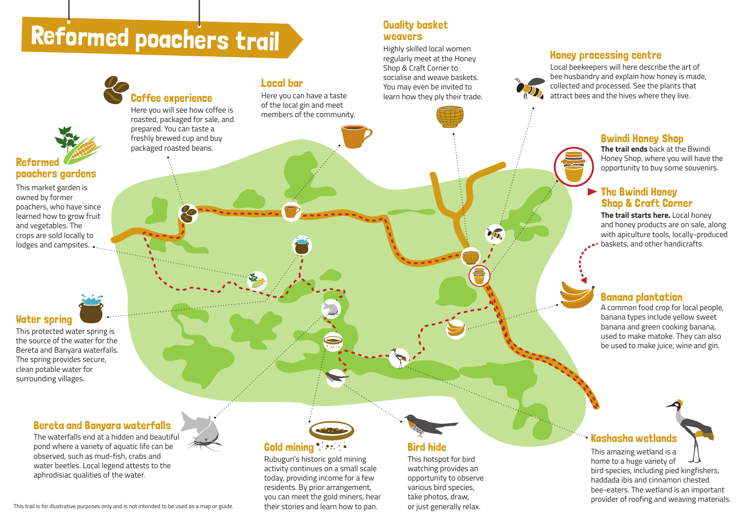# Reformed poachers trail

## The Bwindi Honey Shop & Craft Corner

**The trail starts here.** Local honey and honey products are on sale, along with apiculture tools, locally-produced baskets, and other handicrafts.

## Banana plantation

A common food crop for local people, banana types include yellow sweet banana and green cooking banana, used to make matoke. They can also be used to make juice, wine and gin.

## Kashasha wetlands

This amazing wetland is a home to a huge variety of bird species, including pied kingfishers, haddada ibis and cinnamon chested bee-eaters. The wetland is an important provider of roofing and weaving materials.

## Bird hide

This hotspot for bird watching provides an opportunity to observe various bird species, take photos, draw, or just generally relax.

## Gold mining

Rubuguri's historic gold mining activity continues on a small scale today, providing income for a few residents. By prior arrangement, you can meet the gold miners, hear their stories and learn how to pan.

## Bereta and Banyara waterfalls

The waterfalls end at a hidden and beautiful pond where a variety of aquatic life can be observed, such as mud-fish, crabs and water beetles. Local legend attests to the aphrodisiac qualities of the water.

## Water spring

This protected water spring is the source of the water for the Bereta and Banyara waterfalls. The spring provides secure, clean potable water for surrounding villages.

## Reformed poachers gardens

This market garden is owned by former poachers, who have since learned how to grow fruit and vegetables. The crops are sold locally to lodges and campsites.

## Coffee experience

Here you will see how coffee is roasted, packaged for sale, and prepared. You can taste a freshly brewed cup and buy packaged roasted beans.

## Local bar

Here you can have a taste of the local gin and meet members of the community.

## Quality basket weavers

Highly skilled local women regularly meet at the Honey Shop & Craft Corner to socialise and weave baskets. You may even be invited to learn how they ply their trade.

## Honey processing centre

Local beekeepers will here describe the art of bee husbandry and explain how honey is made, collected and processed. See the plants that attract bees and the hives where they live.

## Bwindi Honey Shop

**The trail ends** back at the Bwindi Honey Shop, where you will have the opportunity to buy some souvenirs.

This trail is for illustrative purposes only and is not intended to be used as a map or guide.